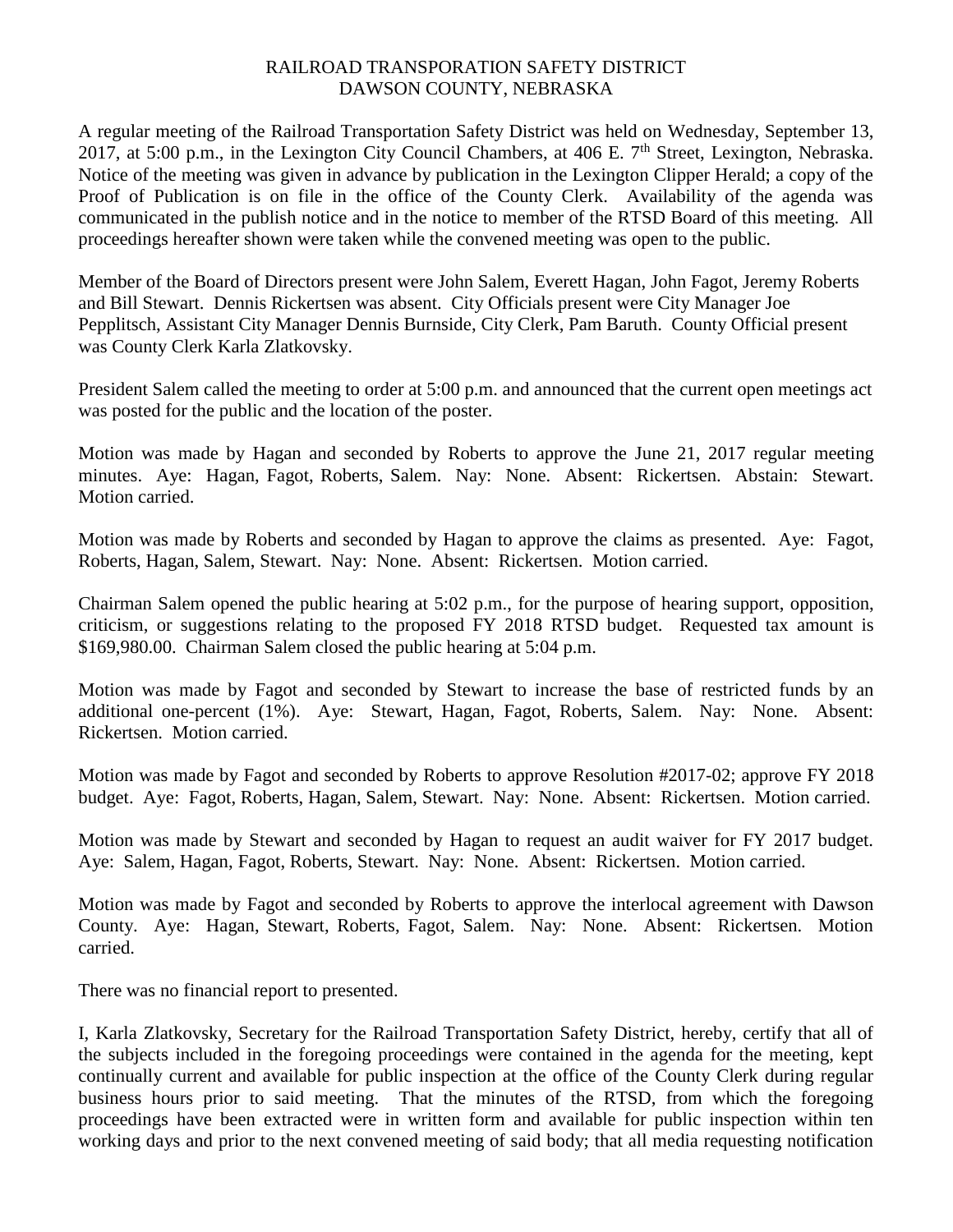# RAILROAD TRANSPORATION SAFETY DISTRICT
## DAWSON COUNTY, NEBRASKA

A regular meeting of the Railroad Transportation Safety District was held on Wednesday, September 13, 2017, at 5:00 p.m., in the Lexington City Council Chambers, at 406 E. 7th Street, Lexington, Nebraska. Notice of the meeting was given in advance by publication in the Lexington Clipper Herald; a copy of the Proof of Publication is on file in the office of the County Clerk. Availability of the agenda was communicated in the publish notice and in the notice to member of the RTSD Board of this meeting. All proceedings hereafter shown were taken while the convened meeting was open to the public.

Member of the Board of Directors present were John Salem, Everett Hagan, John Fagot, Jeremy Roberts and Bill Stewart. Dennis Rickertsen was absent. City Officials present were City Manager Joe Pepplitsch, Assistant City Manager Dennis Burnside, City Clerk, Pam Baruth. County Official present was County Clerk Karla Zlatkovsky.

President Salem called the meeting to order at 5:00 p.m. and announced that the current open meetings act was posted for the public and the location of the poster.

Motion was made by Hagan and seconded by Roberts to approve the June 21, 2017 regular meeting minutes. Aye: Hagan, Fagot, Roberts, Salem. Nay: None. Absent: Rickertsen. Abstain: Stewart. Motion carried.

Motion was made by Roberts and seconded by Hagan to approve the claims as presented. Aye: Fagot, Roberts, Hagan, Salem, Stewart. Nay: None. Absent: Rickertsen. Motion carried.

Chairman Salem opened the public hearing at 5:02 p.m., for the purpose of hearing support, opposition, criticism, or suggestions relating to the proposed FY 2018 RTSD budget. Requested tax amount is $169,980.00. Chairman Salem closed the public hearing at 5:04 p.m.

Motion was made by Fagot and seconded by Stewart to increase the base of restricted funds by an additional one-percent (1%). Aye: Stewart, Hagan, Fagot, Roberts, Salem. Nay: None. Absent: Rickertsen. Motion carried.

Motion was made by Fagot and seconded by Roberts to approve Resolution #2017-02; approve FY 2018 budget. Aye: Fagot, Roberts, Hagan, Salem, Stewart. Nay: None. Absent: Rickertsen. Motion carried.

Motion was made by Stewart and seconded by Hagan to request an audit waiver for FY 2017 budget. Aye: Salem, Hagan, Fagot, Roberts, Stewart. Nay: None. Absent: Rickertsen. Motion carried.

Motion was made by Fagot and seconded by Roberts to approve the interlocal agreement with Dawson County. Aye: Hagan, Stewart, Roberts, Fagot, Salem. Nay: None. Absent: Rickertsen. Motion carried.

There was no financial report to presented.

I, Karla Zlatkovsky, Secretary for the Railroad Transportation Safety District, hereby, certify that all of the subjects included in the foregoing proceedings were contained in the agenda for the meeting, kept continually current and available for public inspection at the office of the County Clerk during regular business hours prior to said meeting. That the minutes of the RTSD, from which the foregoing proceedings have been extracted were in written form and available for public inspection within ten working days and prior to the next convened meeting of said body; that all media requesting notification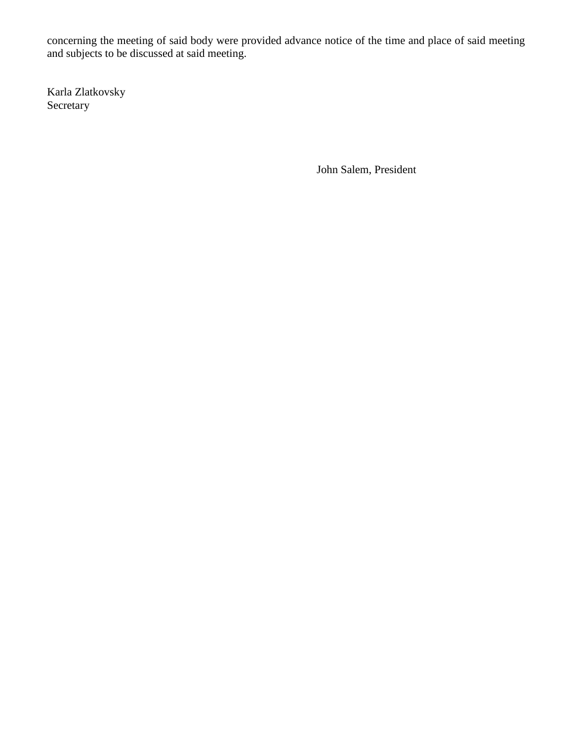concerning the meeting of said body were provided advance notice of the time and place of said meeting and subjects to be discussed at said meeting.

Karla Zlatkovsky
Secretary

John Salem, President